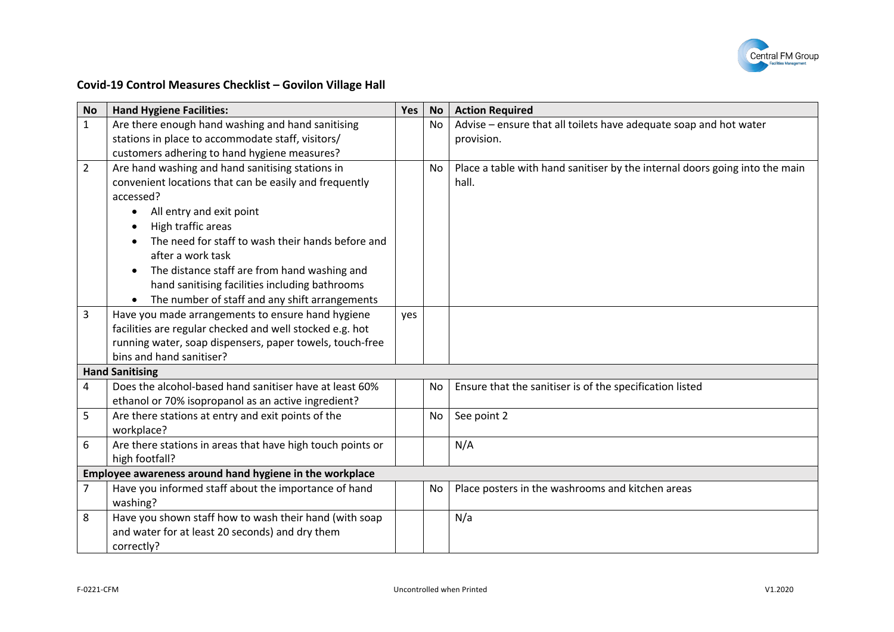## Covid-19 Control Measures Checklist – Govilon Village Hall

| No | Hand Hygiene Facilities: | Yes | No | Action Required |
|---|---|---|---|---|
| 1 | Are there enough hand washing and hand sanitising stations in place to accommodate staff, visitors/ customers adhering to hand hygiene measures? | | No | Advise – ensure that all toilets have adequate soap and hot water provision. |
| 2 | Are hand washing and hand sanitising stations in convenient locations that can be easily and frequently accessed?<br>• All entry and exit point<br>• High traffic areas<br>• The need for staff to wash their hands before and after a work task<br>• The distance staff are from hand washing and hand sanitising facilities including bathrooms<br>• The number of staff and any shift arrangements | | No | Place a table with hand sanitiser by the internal doors going into the main hall. |
| 3 | Have you made arrangements to ensure hand hygiene facilities are regular checked and well stocked e.g. hot running water, soap dispensers, paper towels, touch-free bins and hand sanitiser? | yes | | |
| **Hand Sanitising** | | | | |
| 4 | Does the alcohol-based hand sanitiser have at least 60% ethanol or 70% isopropanol as an active ingredient? | | No | Ensure that the sanitiser is of the specification listed |
| 5 | Are there stations at entry and exit points of the workplace? | | No | See point 2 |
| 6 | Are there stations in areas that have high touch points or high footfall? | | | N/A |
| **Employee awareness around hand hygiene in the workplace** | | | | |
| 7 | Have you informed staff about the importance of hand washing? | | No | Place posters in the washrooms and kitchen areas |
| 8 | Have you shown staff how to wash their hand (with soap and water for at least 20 seconds) and dry them correctly? | | | N/a |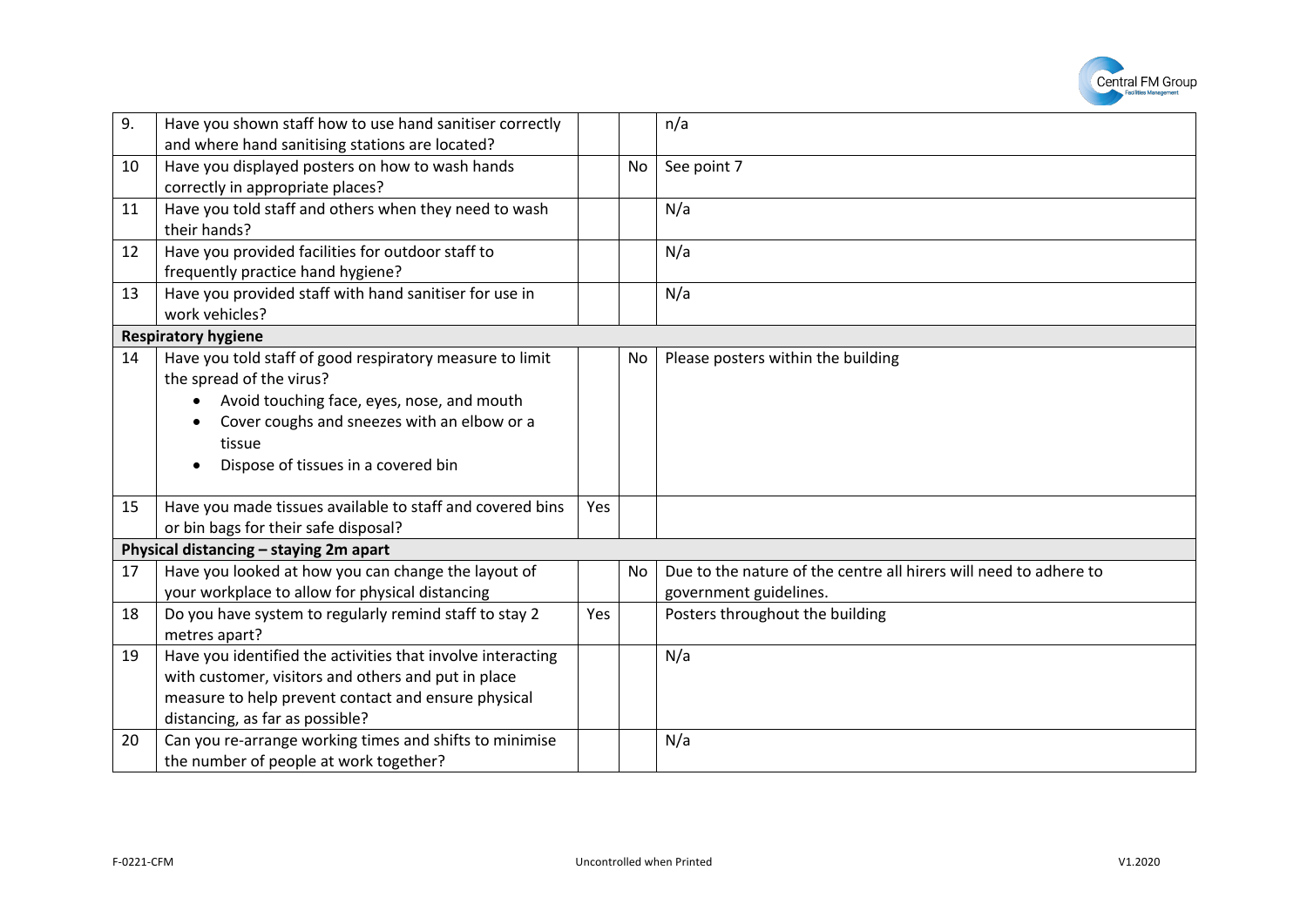| | | | | |
|---|---|---|---|---|
| 9. | Have you shown staff how to use hand sanitiser correctly and where hand sanitising stations are located? | | | n/a |
| 10 | Have you displayed posters on how to wash hands correctly in appropriate places? | | No | See point 7 |
| 11 | Have you told staff and others when they need to wash their hands? | | | N/a |
| 12 | Have you provided facilities for outdoor staff to frequently practice hand hygiene? | | | N/a |
| 13 | Have you provided staff with hand sanitiser for use in work vehicles? | | | N/a |
| **Respiratory hygiene** | | | | |
| 14 | Have you told staff of good respiratory measure to limit the spread of the virus?<br>• Avoid touching face, eyes, nose, and mouth<br>• Cover coughs and sneezes with an elbow or a tissue<br>• Dispose of tissues in a covered bin | | No | Please posters within the building |
| 15 | Have you made tissues available to staff and covered bins or bin bags for their safe disposal? | Yes | | |
| **Physical distancing – staying 2m apart** | | | | |
| 17 | Have you looked at how you can change the layout of your workplace to allow for physical distancing | | No | Due to the nature of the centre all hirers will need to adhere to government guidelines. |
| 18 | Do you have system to regularly remind staff to stay 2 metres apart? | Yes | | Posters throughout the building |
| 19 | Have you identified the activities that involve interacting with customer, visitors and others and put in place measure to help prevent contact and ensure physical distancing, as far as possible? | | | N/a |
| 20 | Can you re-arrange working times and shifts to minimise the number of people at work together? | | | N/a |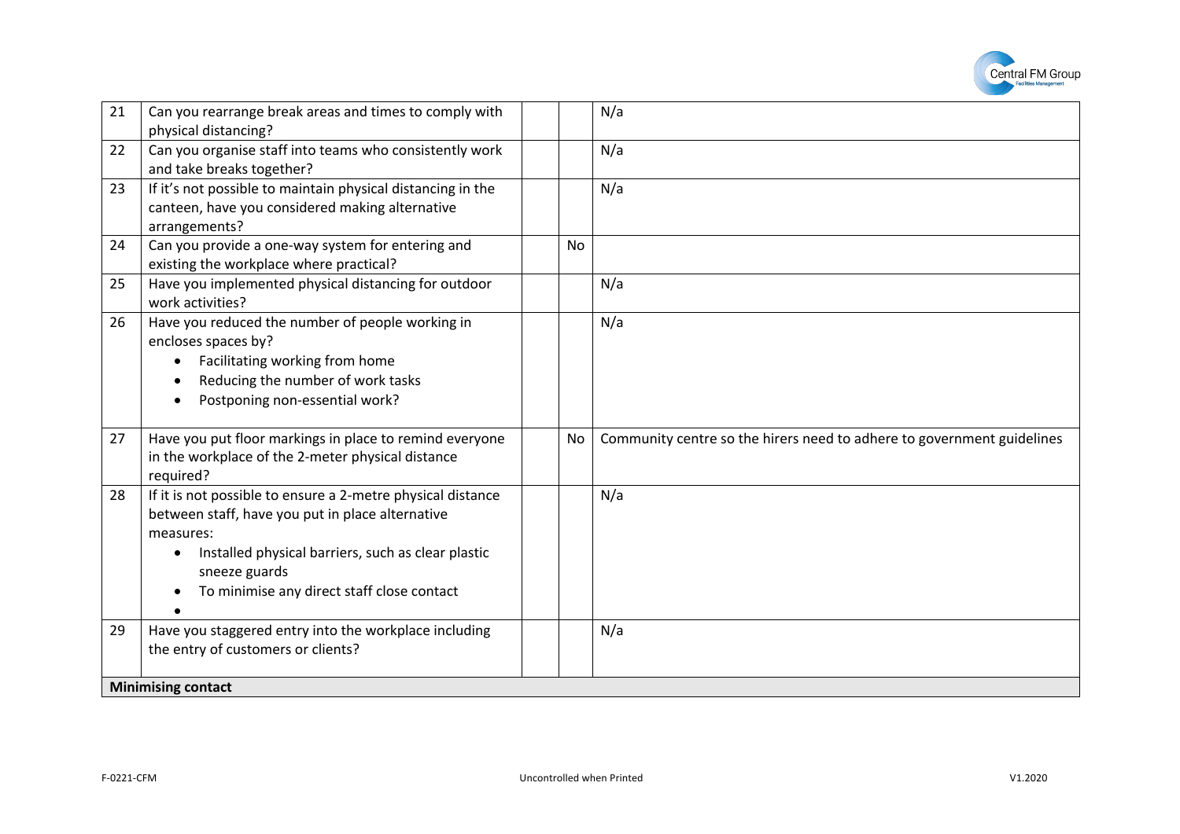| | | | | |
|---|---|---|---|---|
| 21 | Can you rearrange break areas and times to comply with physical distancing? | | | N/a |
| 22 | Can you organise staff into teams who consistently work and take breaks together? | | | N/a |
| 23 | If it's not possible to maintain physical distancing in the canteen, have you considered making alternative arrangements? | | | N/a |
| 24 | Can you provide a one-way system for entering and existing the workplace where practical? | | No | |
| 25 | Have you implemented physical distancing for outdoor work activities? | | | N/a |
| 26 | Have you reduced the number of people working in encloses spaces by?<br>• Facilitating working from home<br>• Reducing the number of work tasks<br>• Postponing non-essential work? | | | N/a |
| 27 | Have you put floor markings in place to remind everyone in the workplace of the 2-meter physical distance required? | | No | Community centre so the hirers need to adhere to government guidelines |
| 28 | If it is not possible to ensure a 2-metre physical distance between staff, have you put in place alternative measures:<br>• Installed physical barriers, such as clear plastic sneeze guards<br>• To minimise any direct staff close contact<br>• | | | N/a |
| 29 | Have you staggered entry into the workplace including the entry of customers or clients? | | | N/a |
| **Minimising contact** | | | | |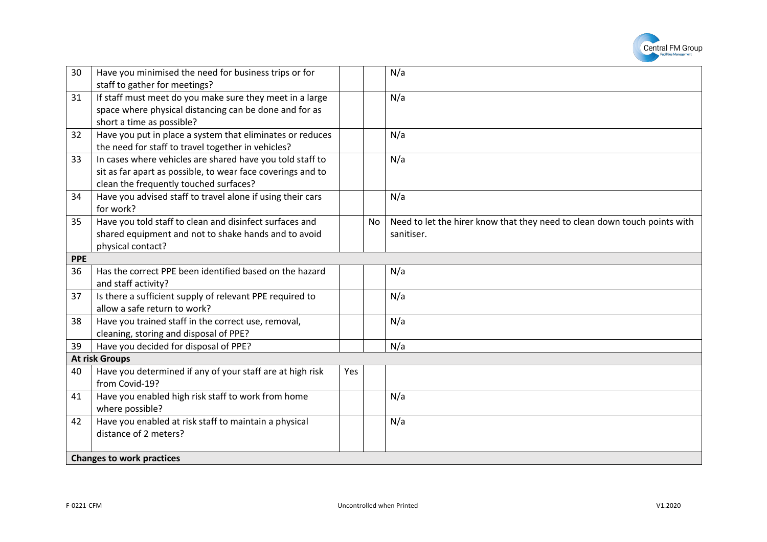| | | | | |
|---|---|---|---|---|
| 30 | Have you minimised the need for business trips or for staff to gather for meetings? | | | N/a |
| 31 | If staff must meet do you make sure they meet in a large space where physical distancing can be done and for as short a time as possible? | | | N/a |
| 32 | Have you put in place a system that eliminates or reduces the need for staff to travel together in vehicles? | | | N/a |
| 33 | In cases where vehicles are shared have you told staff to sit as far apart as possible, to wear face coverings and to clean the frequently touched surfaces? | | | N/a |
| 34 | Have you advised staff to travel alone if using their cars for work? | | | N/a |
| 35 | Have you told staff to clean and disinfect surfaces and shared equipment and not to shake hands and to avoid physical contact? | | No | Need to let the hirer know that they need to clean down touch points with sanitiser. |
| **PPE** | | | | |
| 36 | Has the correct PPE been identified based on the hazard and staff activity? | | | N/a |
| 37 | Is there a sufficient supply of relevant PPE required to allow a safe return to work? | | | N/a |
| 38 | Have you trained staff in the correct use, removal, cleaning, storing and disposal of PPE? | | | N/a |
| 39 | Have you decided for disposal of PPE? | | | N/a |
| **At risk Groups** | | | | |
| 40 | Have you determined if any of your staff are at high risk from Covid-19? | Yes | | |
| 41 | Have you enabled high risk staff to work from home where possible? | | | N/a |
| 42 | Have you enabled at risk staff to maintain a physical distance of 2 meters? | | | N/a |
| **Changes to work practices** | | | | |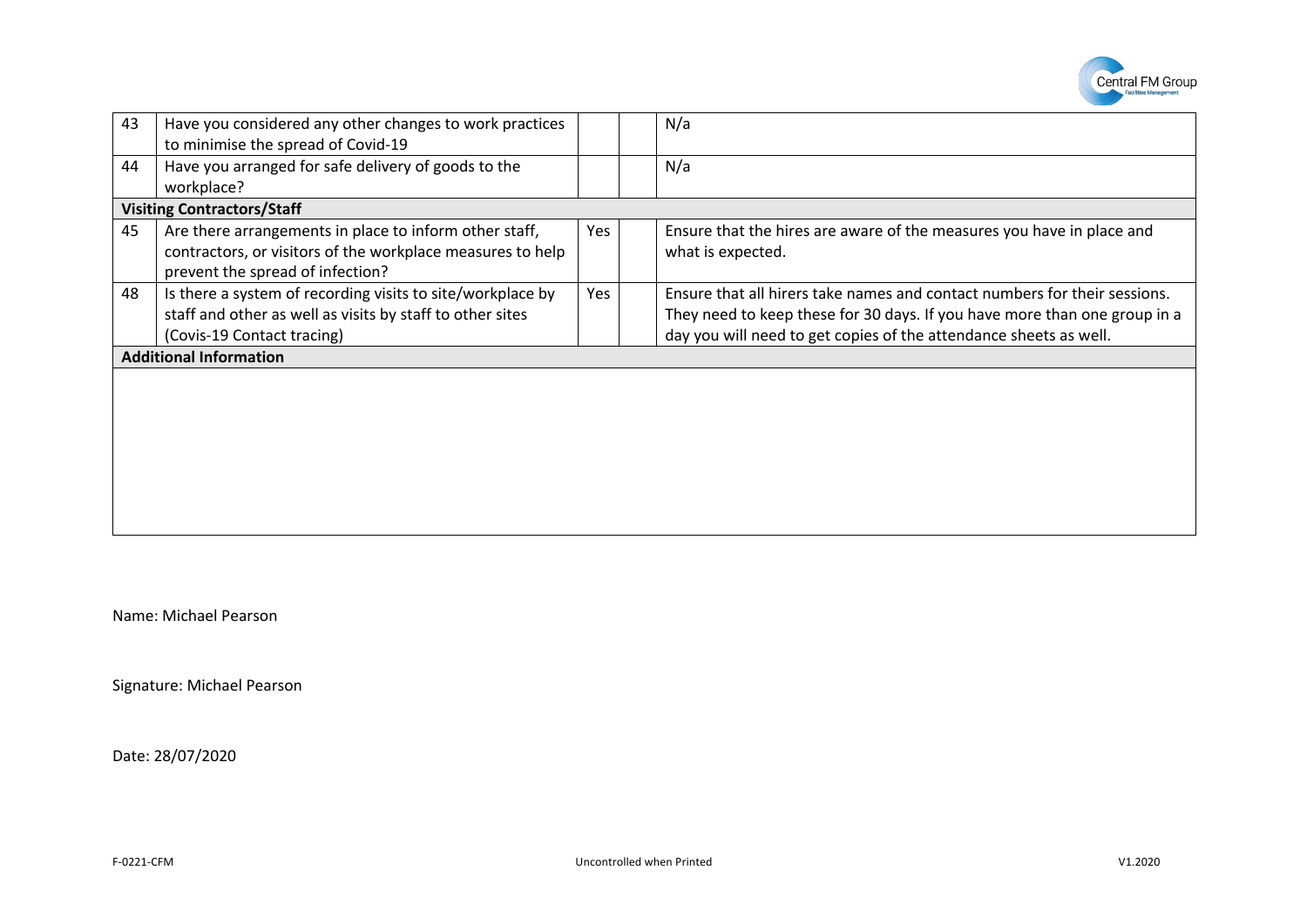| | | | | |
|---|---|---|---|---|
| 43 | Have you considered any other changes to work practices to minimise the spread of Covid-19 | | | N/a |
| 44 | Have you arranged for safe delivery of goods to the workplace? | | | N/a |
| **Visiting Contractors/Staff** | | | | |
| 45 | Are there arrangements in place to inform other staff, contractors, or visitors of the workplace measures to help prevent the spread of infection? | Yes | | Ensure that the hires are aware of the measures you have in place and what is expected. |
| 48 | Is there a system of recording visits to site/workplace by staff and other as well as visits by staff to other sites (Covis-19 Contact tracing) | Yes | | Ensure that all hirers take names and contact numbers for their sessions. They need to keep these for 30 days. If you have more than one group in a day you will need to get copies of the attendance sheets as well. |
| **Additional Information** | | | | |

Name: Michael Pearson

Signature: Michael Pearson

Date: 28/07/2020